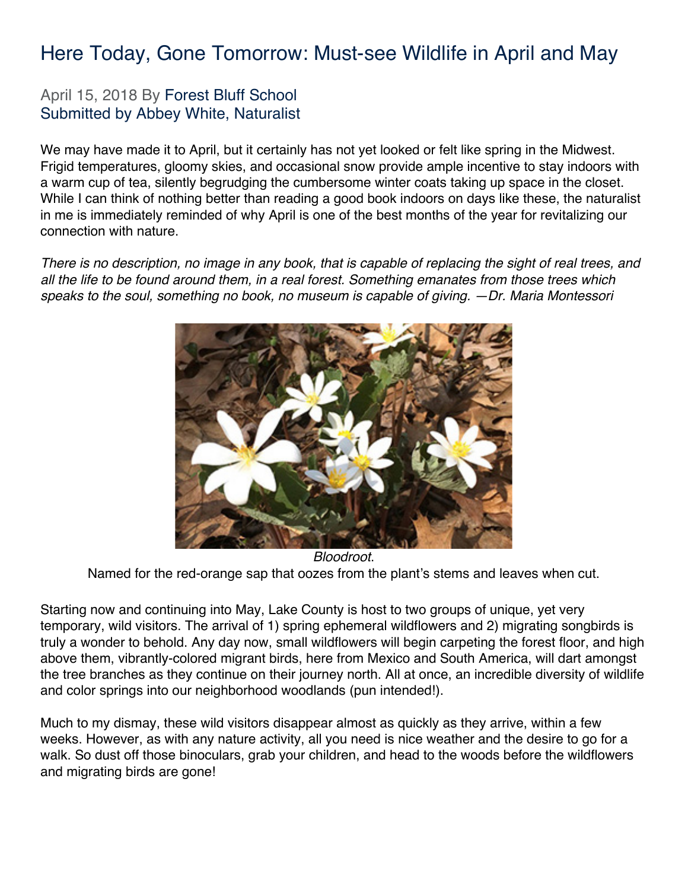# Here Today, Gone Tomorrow: Must-see Wildlife in April and May

April 15, 2018 By Forest Bluff School
Submitted by Abbey White, Naturalist

We may have made it to April, but it certainly has not yet looked or felt like spring in the Midwest. Frigid temperatures, gloomy skies, and occasional snow provide ample incentive to stay indoors with a warm cup of tea, silently begrudging the cumbersome winter coats taking up space in the closet. While I can think of nothing better than reading a good book indoors on days like these, the naturalist in me is immediately reminded of why April is one of the best months of the year for revitalizing our connection with nature.

*There is no description, no image in any book, that is capable of replacing the sight of real trees, and all the life to be found around them, in a real forest. Something emanates from those trees which speaks to the soul, something no book, no museum is capable of giving. —Dr. Maria Montessori*

*Bloodroot.*
Named for the red-orange sap that oozes from the plant's stems and leaves when cut.

Starting now and continuing into May, Lake County is host to two groups of unique, yet very temporary, wild visitors. The arrival of 1) spring ephemeral wildflowers and 2) migrating songbirds is truly a wonder to behold. Any day now, small wildflowers will begin carpeting the forest floor, and high above them, vibrantly-colored migrant birds, here from Mexico and South America, will dart amongst the tree branches as they continue on their journey north. All at once, an incredible diversity of wildlife and color springs into our neighborhood woodlands (pun intended!).

Much to my dismay, these wild visitors disappear almost as quickly as they arrive, within a few weeks. However, as with any nature activity, all you need is nice weather and the desire to go for a walk. So dust off those binoculars, grab your children, and head to the woods before the wildflowers and migrating birds are gone!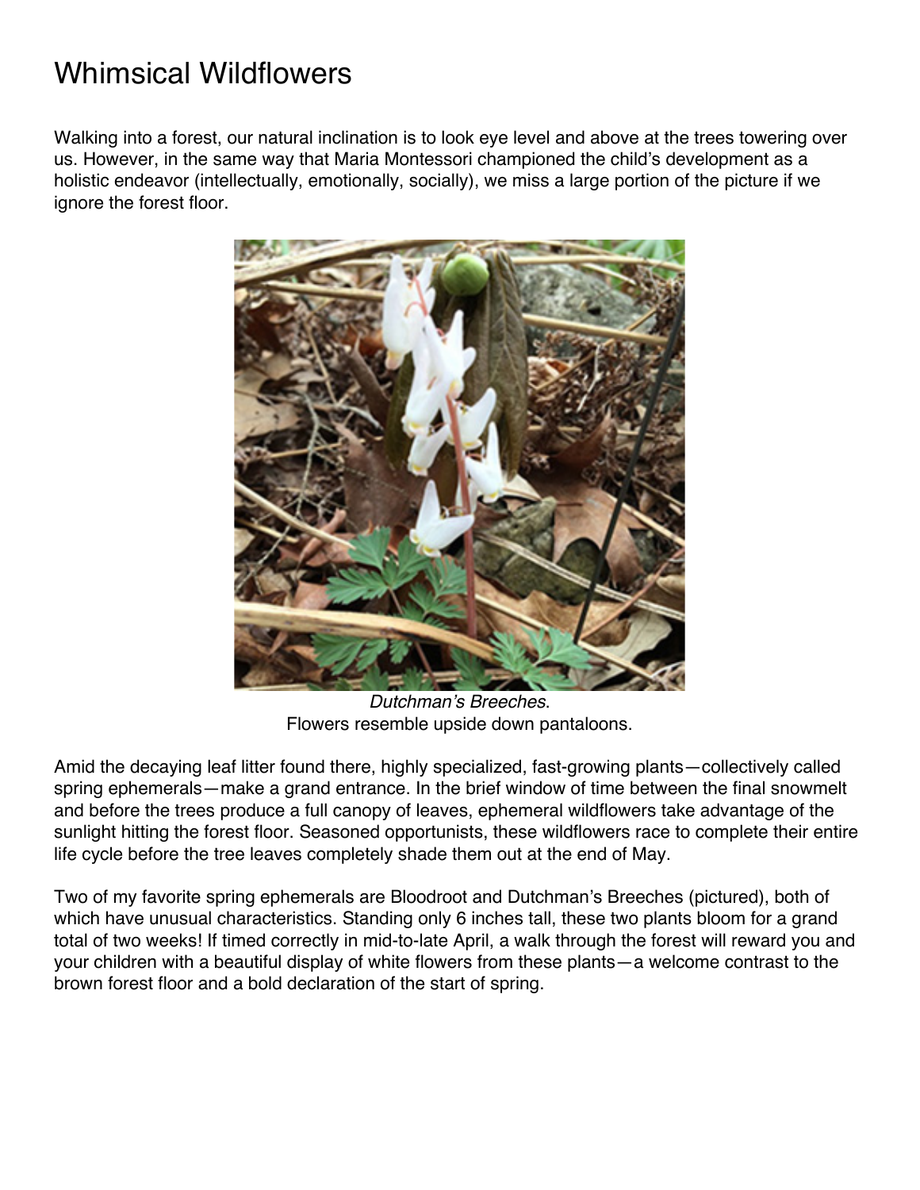# Whimsical Wildflowers

Walking into a forest, our natural inclination is to look eye level and above at the trees towering over us. However, in the same way that Maria Montessori championed the child's development as a holistic endeavor (intellectually, emotionally, socially), we miss a large portion of the picture if we ignore the forest floor.

*Dutchman's Breeches*.
Flowers resemble upside down pantaloons.

Amid the decaying leaf litter found there, highly specialized, fast-growing plants—collectively called spring ephemerals—make a grand entrance. In the brief window of time between the final snowmelt and before the trees produce a full canopy of leaves, ephemeral wildflowers take advantage of the sunlight hitting the forest floor. Seasoned opportunists, these wildflowers race to complete their entire life cycle before the tree leaves completely shade them out at the end of May.

Two of my favorite spring ephemerals are Bloodroot and Dutchman's Breeches (pictured), both of which have unusual characteristics. Standing only 6 inches tall, these two plants bloom for a grand total of two weeks! If timed correctly in mid-to-late April, a walk through the forest will reward you and your children with a beautiful display of white flowers from these plants—a welcome contrast to the brown forest floor and a bold declaration of the start of spring.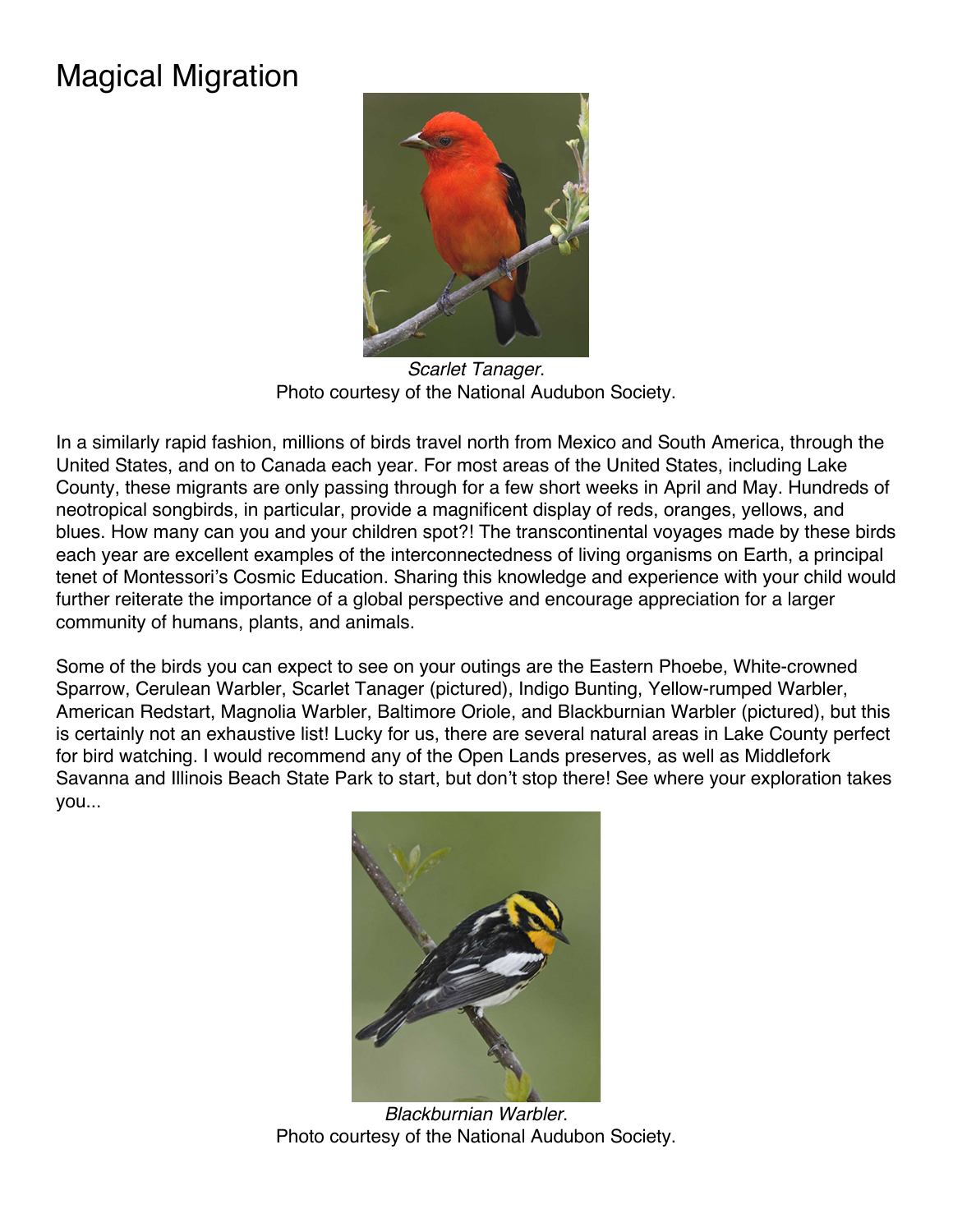# Magical Migration

*Scarlet Tanager*.
Photo courtesy of the National Audubon Society.

In a similarly rapid fashion, millions of birds travel north from Mexico and South America, through the United States, and on to Canada each year. For most areas of the United States, including Lake County, these migrants are only passing through for a few short weeks in April and May. Hundreds of neotropical songbirds, in particular, provide a magnificent display of reds, oranges, yellows, and blues. How many can you and your children spot?! The transcontinental voyages made by these birds each year are excellent examples of the interconnectedness of living organisms on Earth, a principal tenet of Montessori's Cosmic Education. Sharing this knowledge and experience with your child would further reiterate the importance of a global perspective and encourage appreciation for a larger community of humans, plants, and animals.

Some of the birds you can expect to see on your outings are the Eastern Phoebe, White-crowned Sparrow, Cerulean Warbler, Scarlet Tanager (pictured), Indigo Bunting, Yellow-rumped Warbler, American Redstart, Magnolia Warbler, Baltimore Oriole, and Blackburnian Warbler (pictured), but this is certainly not an exhaustive list! Lucky for us, there are several natural areas in Lake County perfect for bird watching. I would recommend any of the Open Lands preserves, as well as Middlefork Savanna and Illinois Beach State Park to start, but don't stop there! See where your exploration takes you...

*Blackburnian Warbler*.
Photo courtesy of the National Audubon Society.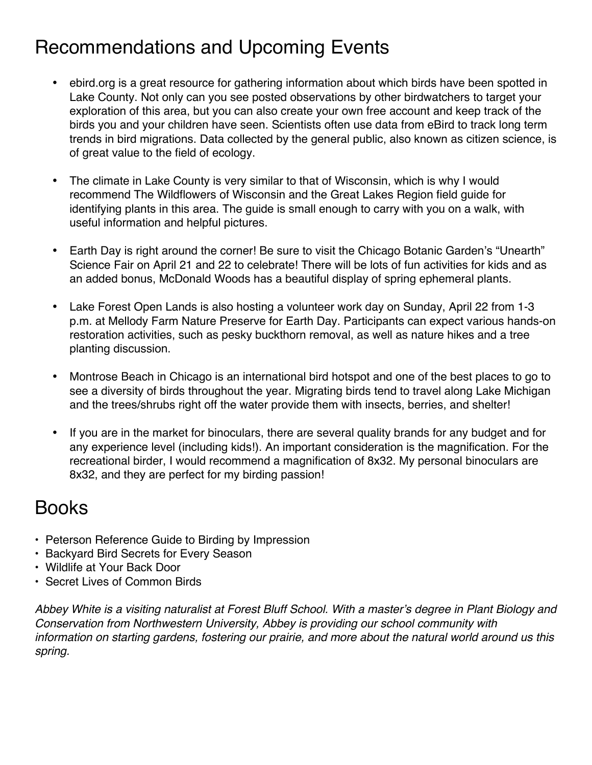## Recommendations and Upcoming Events

- ebird.org is a great resource for gathering information about which birds have been spotted in Lake County. Not only can you see posted observations by other birdwatchers to target your exploration of this area, but you can also create your own free account and keep track of the birds you and your children have seen. Scientists often use data from eBird to track long term trends in bird migrations. Data collected by the general public, also known as citizen science, is of great value to the field of ecology.

- The climate in Lake County is very similar to that of Wisconsin, which is why I would recommend The Wildflowers of Wisconsin and the Great Lakes Region field guide for identifying plants in this area. The guide is small enough to carry with you on a walk, with useful information and helpful pictures.

- Earth Day is right around the corner! Be sure to visit the Chicago Botanic Garden's "Unearth" Science Fair on April 21 and 22 to celebrate! There will be lots of fun activities for kids and as an added bonus, McDonald Woods has a beautiful display of spring ephemeral plants.

- Lake Forest Open Lands is also hosting a volunteer work day on Sunday, April 22 from 1-3 p.m. at Mellody Farm Nature Preserve for Earth Day. Participants can expect various hands-on restoration activities, such as pesky buckthorn removal, as well as nature hikes and a tree planting discussion.

- Montrose Beach in Chicago is an international bird hotspot and one of the best places to go to see a diversity of birds throughout the year. Migrating birds tend to travel along Lake Michigan and the trees/shrubs right off the water provide them with insects, berries, and shelter!

- If you are in the market for binoculars, there are several quality brands for any budget and for any experience level (including kids!). An important consideration is the magnification. For the recreational birder, I would recommend a magnification of 8x32. My personal binoculars are 8x32, and they are perfect for my birding passion!

## Books

- Peterson Reference Guide to Birding by Impression
- Backyard Bird Secrets for Every Season
- Wildlife at Your Back Door
- Secret Lives of Common Birds

*Abbey White is a visiting naturalist at Forest Bluff School. With a master's degree in Plant Biology and Conservation from Northwestern University, Abbey is providing our school community with information on starting gardens, fostering our prairie, and more about the natural world around us this spring.*